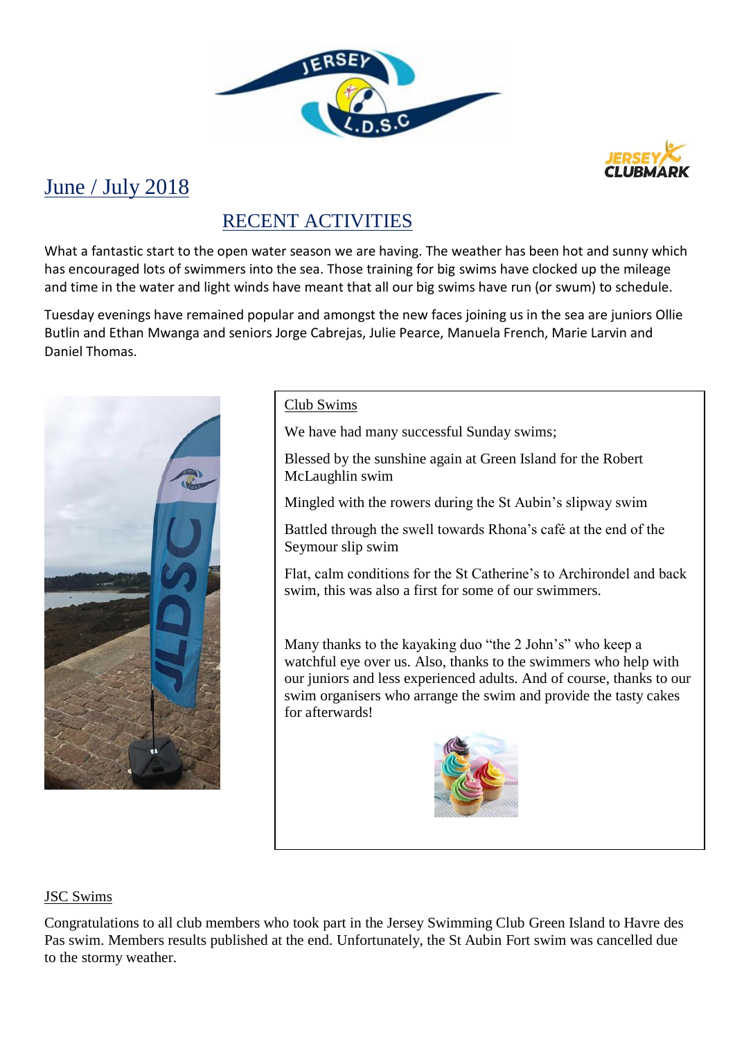## June / July 2018

## RECENT ACTIVITIES

What a fantastic start to the open water season we are having. The weather has been hot and sunny which has encouraged lots of swimmers into the sea. Those training for big swims have clocked up the mileage and time in the water and light winds have meant that all our big swims have run (or swum) to schedule.

Tuesday evenings have remained popular and amongst the new faces joining us in the sea are juniors Ollie Butlin and Ethan Mwanga and seniors Jorge Cabrejas, Julie Pearce, Manuela French, Marie Larvin and Daniel Thomas.

### Club Swims

We have had many successful Sunday swims;

Blessed by the sunshine again at Green Island for the Robert McLaughlin swim

Mingled with the rowers during the St Aubin's slipway swim

Battled through the swell towards Rhona's café at the end of the Seymour slip swim

Flat, calm conditions for the St Catherine's to Archirondel and back swim, this was also a first for some of our swimmers.

Many thanks to the kayaking duo "the 2 John's" who keep a watchful eye over us. Also, thanks to the swimmers who help with our juniors and less experienced adults. And of course, thanks to our swim organisers who arrange the swim and provide the tasty cakes for afterwards!

### JSC Swims

Congratulations to all club members who took part in the Jersey Swimming Club Green Island to Havre des Pas swim. Members results published at the end. Unfortunately, the St Aubin Fort swim was cancelled due to the stormy weather.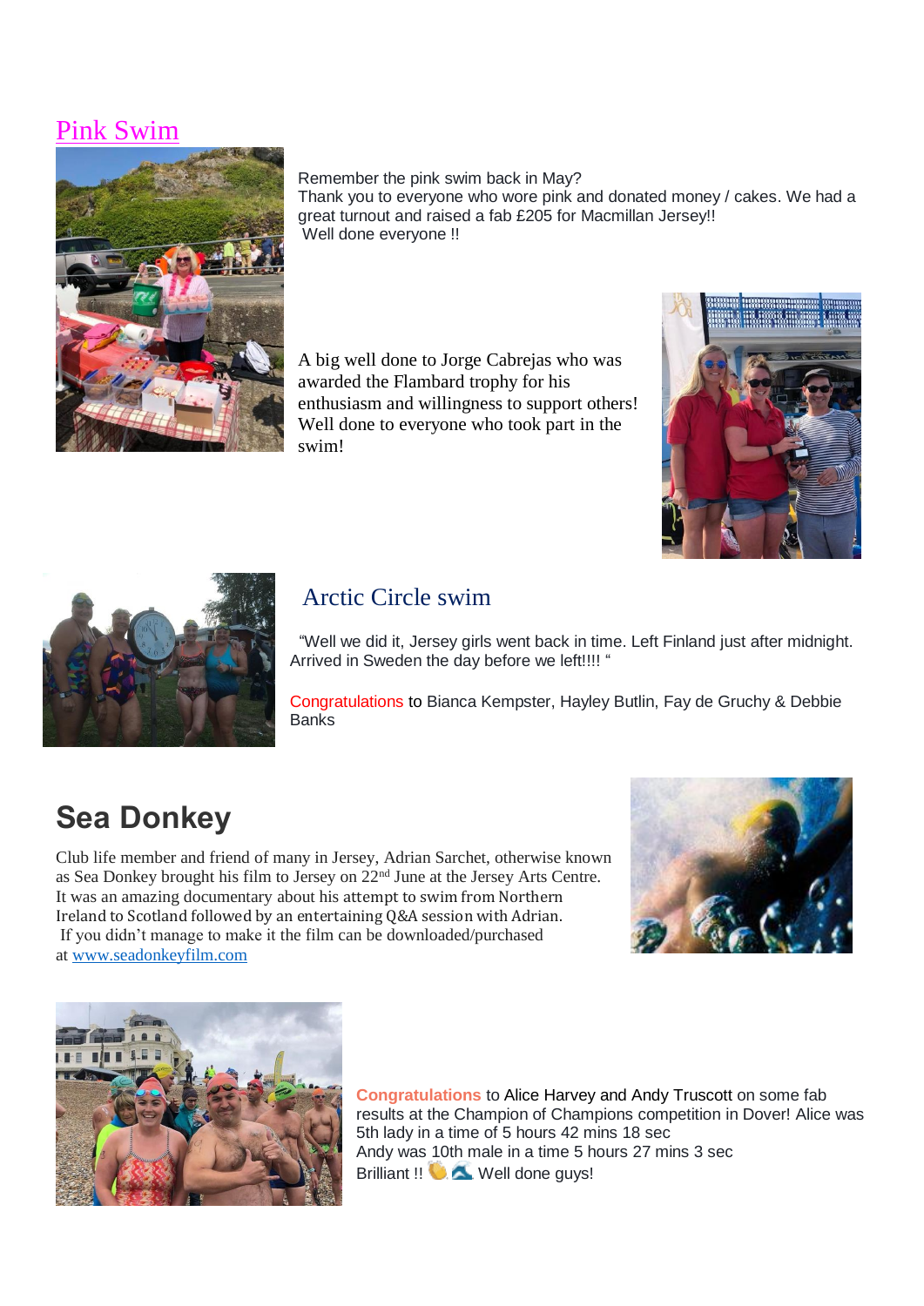## Pink Swim

Remember the pink swim back in May?
Thank you to everyone who wore pink and donated money / cakes. We had a great turnout and raised a fab £205 for Macmillan Jersey!!
Well done everyone !!

A big well done to Jorge Cabrejas who was awarded the Flambard trophy for his enthusiasm and willingness to support others! Well done to everyone who took part in the swim!

## Arctic Circle swim

"Well we did it, Jersey girls went back in time. Left Finland just after midnight. Arrived in Sweden the day before we left!!!! "

Congratulations to Bianca Kempster, Hayley Butlin, Fay de Gruchy & Debbie Banks

# Sea Donkey

Club life member and friend of many in Jersey, Adrian Sarchet, otherwise known as Sea Donkey brought his film to Jersey on 22nd June at the Jersey Arts Centre. It was an amazing documentary about his attempt to swim from Northern Ireland to Scotland followed by an entertaining Q&A session with Adrian. If you didn't manage to make it the film can be downloaded/purchased at [www.seadonkeyfilm.com](http://www.seadonkeyfilm.com)

**Congratulations** to Alice Harvey and Andy Truscott on some fab results at the Champion of Champions competition in Dover! Alice was 5th lady in a time of 5 hours 42 mins 18 sec
Andy was 10th male in a time 5 hours 27 mins 3 sec
Brilliant !! 👏 🌊 Well done guys!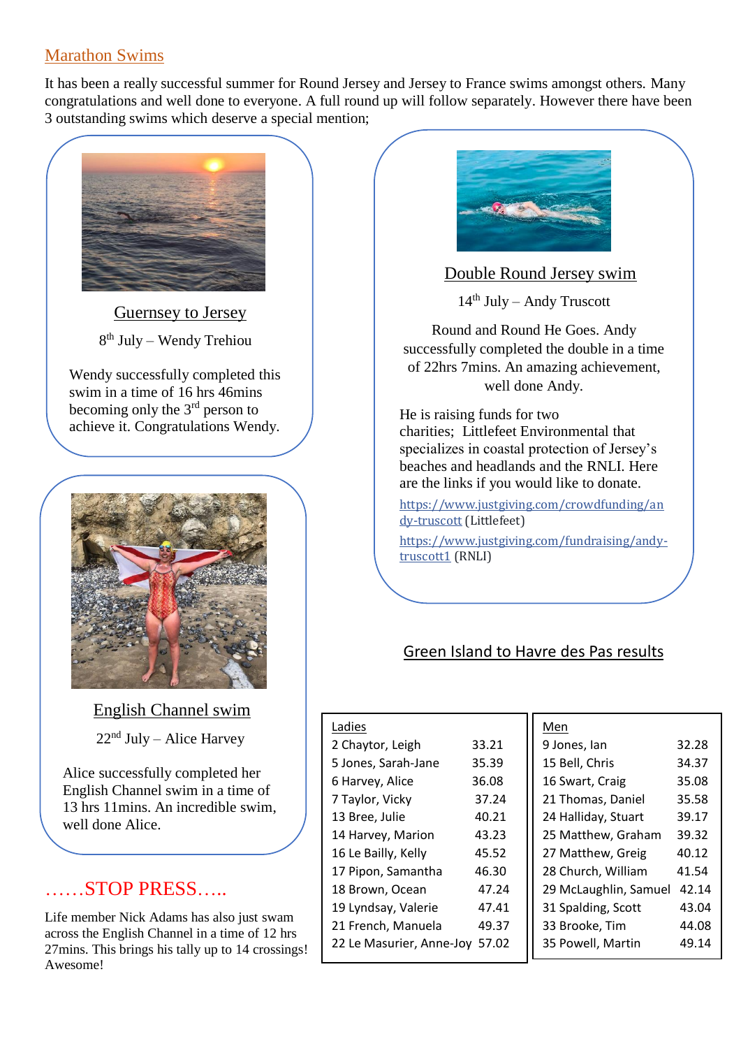## Marathon Swims

It has been a really successful summer for Round Jersey and Jersey to France swims amongst others. Many congratulations and well done to everyone. A full round up will follow separately. However there have been 3 outstanding swims which deserve a special mention;

### Guernsey to Jersey

8th July – Wendy Trehiou

Wendy successfully completed this swim in a time of 16 hrs 46mins becoming only the 3rd person to achieve it. Congratulations Wendy.

### English Channel swim

22nd July – Alice Harvey

Alice successfully completed her English Channel swim in a time of 13 hrs 11mins. An incredible swim, well done Alice.

### ……STOP PRESS…..

Life member Nick Adams has also just swam across the English Channel in a time of 12 hrs 27mins. This brings his tally up to 14 crossings! Awesome!

### Double Round Jersey swim

14th July – Andy Truscott

Round and Round He Goes. Andy successfully completed the double in a time of 22hrs 7mins. An amazing achievement, well done Andy.

He is raising funds for two charities; Littlefeet Environmental that specializes in coastal protection of Jersey's beaches and headlands and the RNLI. Here are the links if you would like to donate.

https://www.justgiving.com/crowdfunding/andy-truscott (Littlefeet)

https://www.justgiving.com/fundraising/andy-truscott1 (RNLI)

### Green Island to Havre des Pas results

| Ladies | |
|---|---|
| 2 Chaytor, Leigh | 33.21 |
| 5 Jones, Sarah-Jane | 35.39 |
| 6 Harvey, Alice | 36.08 |
| 7 Taylor, Vicky | 37.24 |
| 13 Bree, Julie | 40.21 |
| 14 Harvey, Marion | 43.23 |
| 16 Le Bailly, Kelly | 45.52 |
| 17 Pipon, Samantha | 46.30 |
| 18 Brown, Ocean | 47.24 |
| 19 Lyndsay, Valerie | 47.41 |
| 21 French, Manuela | 49.37 |
| 22 Le Masurier, Anne-Joy | 57.02 |

| Men | |
|---|---|
| 9 Jones, Ian | 32.28 |
| 15 Bell, Chris | 34.37 |
| 16 Swart, Craig | 35.08 |
| 21 Thomas, Daniel | 35.58 |
| 24 Halliday, Stuart | 39.17 |
| 25 Matthew, Graham | 39.32 |
| 27 Matthew, Greig | 40.12 |
| 28 Church, William | 41.54 |
| 29 McLaughlin, Samuel | 42.14 |
| 31 Spalding, Scott | 43.04 |
| 33 Brooke, Tim | 44.08 |
| 35 Powell, Martin | 49.14 |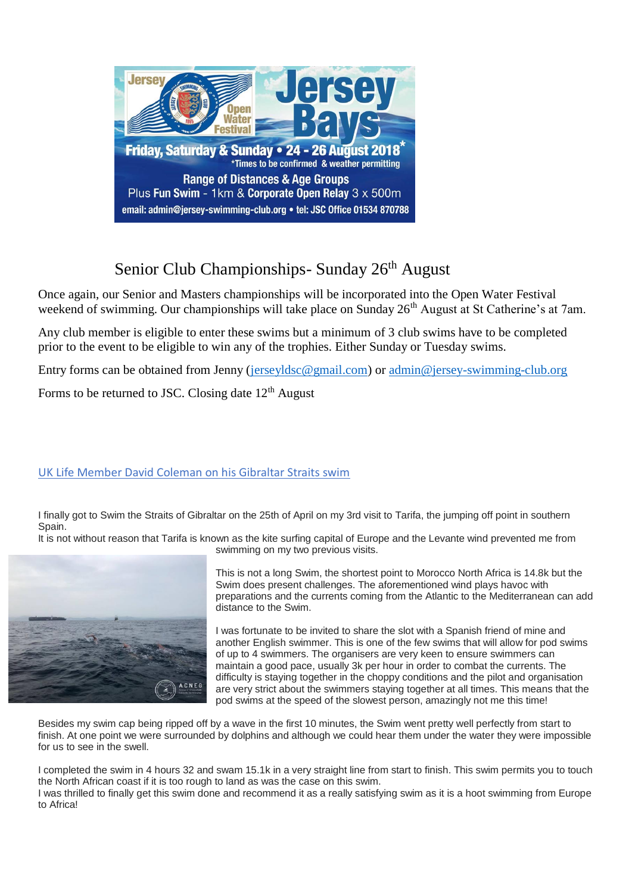## Senior Club Championships- Sunday 26th August

Once again, our Senior and Masters championships will be incorporated into the Open Water Festival weekend of swimming. Our championships will take place on Sunday 26th August at St Catherine's at 7am.

Any club member is eligible to enter these swims but a minimum of 3 club swims have to be completed prior to the event to be eligible to win any of the trophies. Either Sunday or Tuesday swims.

Entry forms can be obtained from Jenny (jerseyldsc@gmail.com) or admin@jersey-swimming-club.org

Forms to be returned to JSC. Closing date 12th August

### UK Life Member David Coleman on his Gibraltar Straits swim

I finally got to Swim the Straits of Gibraltar on the 25th of April on my 3rd visit to Tarifa, the jumping off point in southern Spain.

It is not without reason that Tarifa is known as the kite surfing capital of Europe and the Levante wind prevented me from swimming on my two previous visits.

This is not a long Swim, the shortest point to Morocco North Africa is 14.8k but the Swim does present challenges. The aforementioned wind plays havoc with preparations and the currents coming from the Atlantic to the Mediterranean can add distance to the Swim.

I was fortunate to be invited to share the slot with a Spanish friend of mine and another English swimmer. This is one of the few swims that will allow for pod swims of up to 4 swimmers. The organisers are very keen to ensure swimmers can maintain a good pace, usually 3k per hour in order to combat the currents. The difficulty is staying together in the choppy conditions and the pilot and organisation are very strict about the swimmers staying together at all times. This means that the pod swims at the speed of the slowest person, amazingly not me this time!

Besides my swim cap being ripped off by a wave in the first 10 minutes, the Swim went pretty well perfectly from start to finish. At one point we were surrounded by dolphins and although we could hear them under the water they were impossible for us to see in the swell.

I completed the swim in 4 hours 32 and swam 15.1k in a very straight line from start to finish. This swim permits you to touch the North African coast if it is too rough to land as was the case on this swim.

I was thrilled to finally get this swim done and recommend it as a really satisfying swim as it is a hoot swimming from Europe to Africa!